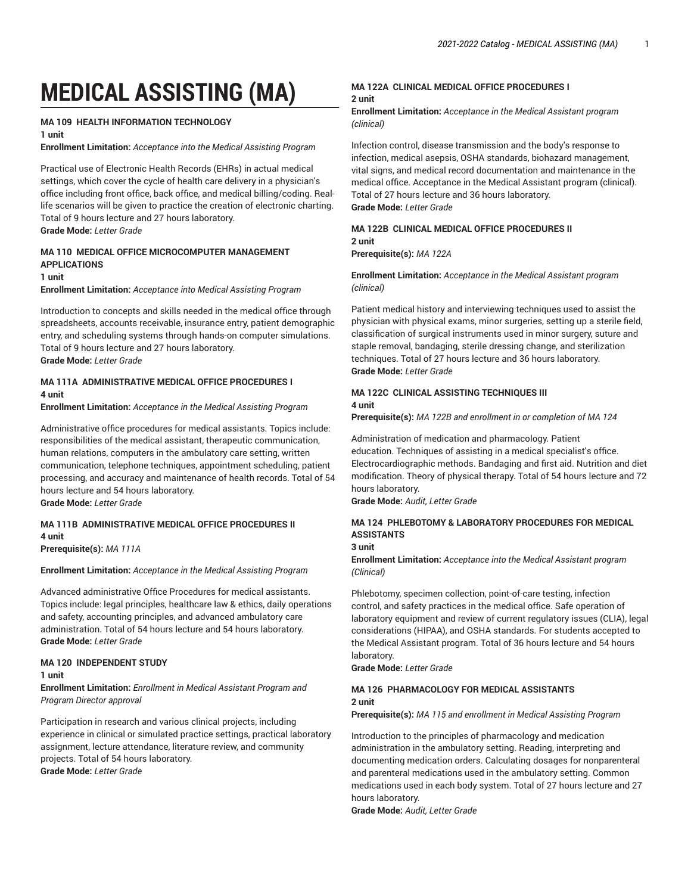# MEDICAL ASSISTING (MA)

**MA 109 HEALTH INFORMATION TECHNOLOGY**
**1 unit**
**Enrollment Limitation:** *Acceptance into the Medical Assisting Program*

Practical use of Electronic Health Records (EHRs) in actual medical settings, which cover the cycle of health care delivery in a physician's office including front office, back office, and medical billing/coding. Real-life scenarios will be given to practice the creation of electronic charting. Total of 9 hours lecture and 27 hours laboratory.
**Grade Mode:** *Letter Grade*

**MA 110 MEDICAL OFFICE MICROCOMPUTER MANAGEMENT APPLICATIONS**
**1 unit**
**Enrollment Limitation:** *Acceptance into Medical Assisting Program*

Introduction to concepts and skills needed in the medical office through spreadsheets, accounts receivable, insurance entry, patient demographic entry, and scheduling systems through hands-on computer simulations. Total of 9 hours lecture and 27 hours laboratory.
**Grade Mode:** *Letter Grade*

**MA 111A ADMINISTRATIVE MEDICAL OFFICE PROCEDURES I**
**4 unit**
**Enrollment Limitation:** *Acceptance in the Medical Assisting Program*

Administrative office procedures for medical assistants. Topics include: responsibilities of the medical assistant, therapeutic communication, human relations, computers in the ambulatory care setting, written communication, telephone techniques, appointment scheduling, patient processing, and accuracy and maintenance of health records. Total of 54 hours lecture and 54 hours laboratory.
**Grade Mode:** *Letter Grade*

**MA 111B ADMINISTRATIVE MEDICAL OFFICE PROCEDURES II**
**4 unit**
**Prerequisite(s):** *MA 111A*

**Enrollment Limitation:** *Acceptance in the Medical Assisting Program*

Advanced administrative Office Procedures for medical assistants. Topics include: legal principles, healthcare law & ethics, daily operations and safety, accounting principles, and advanced ambulatory care administration. Total of 54 hours lecture and 54 hours laboratory.
**Grade Mode:** *Letter Grade*

**MA 120 INDEPENDENT STUDY**
**1 unit**
**Enrollment Limitation:** *Enrollment in Medical Assistant Program and Program Director approval*

Participation in research and various clinical projects, including experience in clinical or simulated practice settings, practical laboratory assignment, lecture attendance, literature review, and community projects. Total of 54 hours laboratory.
**Grade Mode:** *Letter Grade*

**MA 122A CLINICAL MEDICAL OFFICE PROCEDURES I**
**2 unit**
**Enrollment Limitation:** *Acceptance in the Medical Assistant program (clinical)*

Infection control, disease transmission and the body's response to infection, medical asepsis, OSHA standards, biohazard management, vital signs, and medical record documentation and maintenance in the medical office. Acceptance in the Medical Assistant program (clinical). Total of 27 hours lecture and 36 hours laboratory.
**Grade Mode:** *Letter Grade*

**MA 122B CLINICAL MEDICAL OFFICE PROCEDURES II**
**2 unit**
**Prerequisite(s):** *MA 122A*

**Enrollment Limitation:** *Acceptance in the Medical Assistant program (clinical)*

Patient medical history and interviewing techniques used to assist the physician with physical exams, minor surgeries, setting up a sterile field, classification of surgical instruments used in minor surgery, suture and staple removal, bandaging, sterile dressing change, and sterilization techniques. Total of 27 hours lecture and 36 hours laboratory.
**Grade Mode:** *Letter Grade*

**MA 122C CLINICAL ASSISTING TECHNIQUES III**
**4 unit**
**Prerequisite(s):** *MA 122B and enrollment in or completion of MA 124*

Administration of medication and pharmacology. Patient education. Techniques of assisting in a medical specialist's office. Electrocardiographic methods. Bandaging and first aid. Nutrition and diet modification. Theory of physical therapy. Total of 54 hours lecture and 72 hours laboratory.
**Grade Mode:** *Audit, Letter Grade*

**MA 124 PHLEBOTOMY & LABORATORY PROCEDURES FOR MEDICAL ASSISTANTS**
**3 unit**
**Enrollment Limitation:** *Acceptance into the Medical Assistant program (Clinical)*

Phlebotomy, specimen collection, point-of-care testing, infection control, and safety practices in the medical office. Safe operation of laboratory equipment and review of current regulatory issues (CLIA), legal considerations (HIPAA), and OSHA standards. For students accepted to the Medical Assistant program. Total of 36 hours lecture and 54 hours laboratory.
**Grade Mode:** *Letter Grade*

**MA 126 PHARMACOLOGY FOR MEDICAL ASSISTANTS**
**2 unit**
**Prerequisite(s):** *MA 115 and enrollment in Medical Assisting Program*

Introduction to the principles of pharmacology and medication administration in the ambulatory setting. Reading, interpreting and documenting medication orders. Calculating dosages for nonparenteral and parenteral medications used in the ambulatory setting. Common medications used in each body system. Total of 27 hours lecture and 27 hours laboratory.
**Grade Mode:** *Audit, Letter Grade*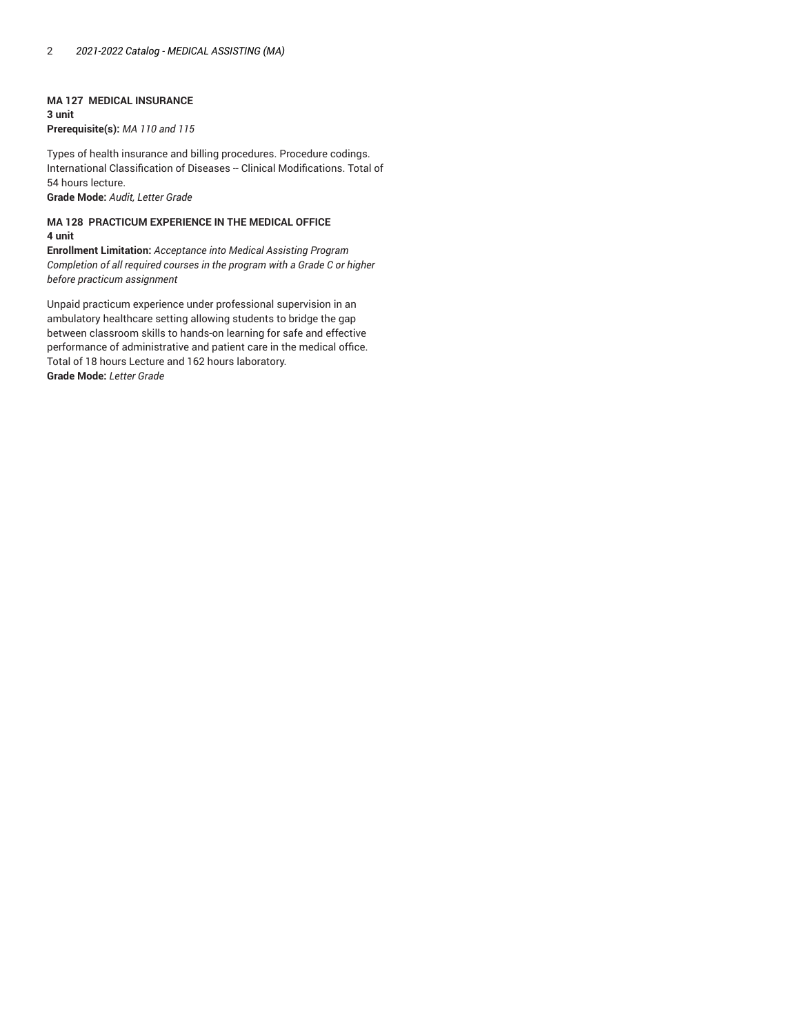**MA 127 MEDICAL INSURANCE**
**3 unit**
**Prerequisite(s):** *MA 110 and 115*

Types of health insurance and billing procedures. Procedure codings. International Classification of Diseases -- Clinical Modifications. Total of 54 hours lecture.
**Grade Mode:** *Audit, Letter Grade*

**MA 128 PRACTICUM EXPERIENCE IN THE MEDICAL OFFICE**
**4 unit**
**Enrollment Limitation:** *Acceptance into Medical Assisting Program Completion of all required courses in the program with a Grade C or higher before practicum assignment*

Unpaid practicum experience under professional supervision in an ambulatory healthcare setting allowing students to bridge the gap between classroom skills to hands-on learning for safe and effective performance of administrative and patient care in the medical office. Total of 18 hours Lecture and 162 hours laboratory.
**Grade Mode:** *Letter Grade*